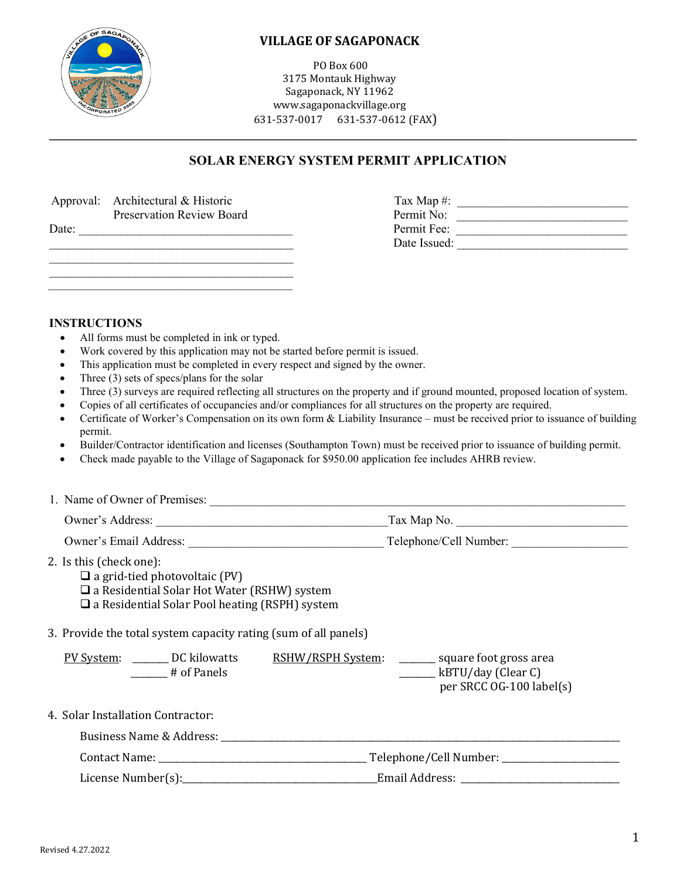# VILLAGE OF SAGAPONACK

PO Box 600
3175 Montauk Highway
Sagaponack, NY 11962
www.sagaponackvillage.org
631-537-0017 631-537-0612 (FAX)

## SOLAR ENERGY SYSTEM PERMIT APPLICATION

Approval: Architectural & Historic Preservation Review Board

Date: ___________________________________

___________________________________

___________________________________

___________________________________

___________________________________

Tax Map #: ___________________________

Permit No: ___________________________

Permit Fee: ___________________________

Date Issued: ___________________________

### INSTRUCTIONS

- All forms must be completed in ink or typed.
- Work covered by this application may not be started before permit is issued.
- This application must be completed in every respect and signed by the owner.
- Three (3) sets of specs/plans for the solar
- Three (3) surveys are required reflecting all structures on the property and if ground mounted, proposed location of system.
- Copies of all certificates of occupancies and/or compliances for all structures on the property are required.
- Certificate of Worker's Compensation on its own form & Liability Insurance – must be received prior to issuance of building permit.
- Builder/Contractor identification and licenses (Southampton Town) must be received prior to issuance of building permit.
- Check made payable to the Village of Sagaponack for $950.00 application fee includes AHRB review.

1. Name of Owner of Premises: ___________________________________________

   Owner's Address: ___________________________ Tax Map No. ___________________________

   Owner's Email Address: ___________________________ Telephone/Cell Number: ___________________

2. Is this (check one):
   - ❑ a grid-tied photovoltaic (PV)
   - ❑ a Residential Solar Hot Water (RSHW) system
   - ❑ a Residential Solar Pool heating (RSPH) system

3. Provide the total system capacity rating (sum of all panels)

   PV System: ______ DC kilowatts
   ______ # of Panels

   RSHW/RSPH System: ______ square foot gross area
   ______ kBTU/day (Clear C)
   per SRCC OG-100 label(s)

4. Solar Installation Contractor:

   Business Name & Address: ___________________________________________

   Contact Name: ___________________________ Telephone/Cell Number: ___________________

   License Number(s): ___________________________ Email Address: ___________________________

Revised 4.27.2022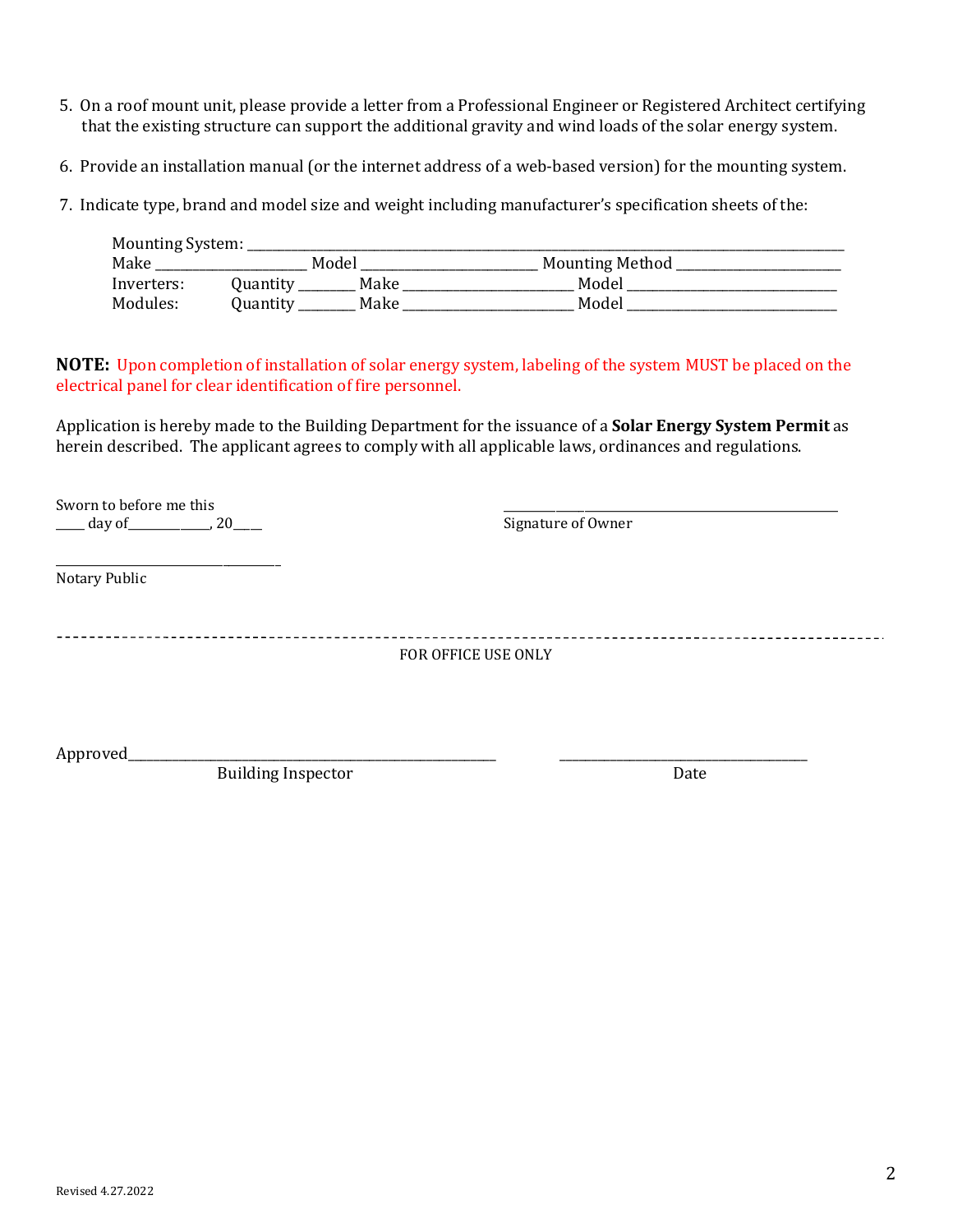5. On a roof mount unit, please provide a letter from a Professional Engineer or Registered Architect certifying that the existing structure can support the additional gravity and wind loads of the solar energy system.

6. Provide an installation manual (or the internet address of a web-based version) for the mounting system.

7. Indicate type, brand and model size and weight including manufacturer's specification sheets of the:

   Mounting System: ______________________________________________

   Make ____________ Model ______________ Mounting Method ______________

   Inverters: Quantity ______ Make ______________ Model __________________

   Modules: Quantity ______ Make ______________ Model __________________

**NOTE:** Upon completion of installation of solar energy system, labeling of the system MUST be placed on the electrical panel for clear identification of fire personnel.

Application is hereby made to the Building Department for the issuance of a **Solar Energy System Permit** as herein described. The applicant agrees to comply with all applicable laws, ordinances and regulations.

Sworn to before me this
____ day of____________, 20____

______________________________
Notary Public

______________________________
Signature of Owner

---

FOR OFFICE USE ONLY

Approved______________________________ ______________________
Building Inspector Date

Revised 4.27.2022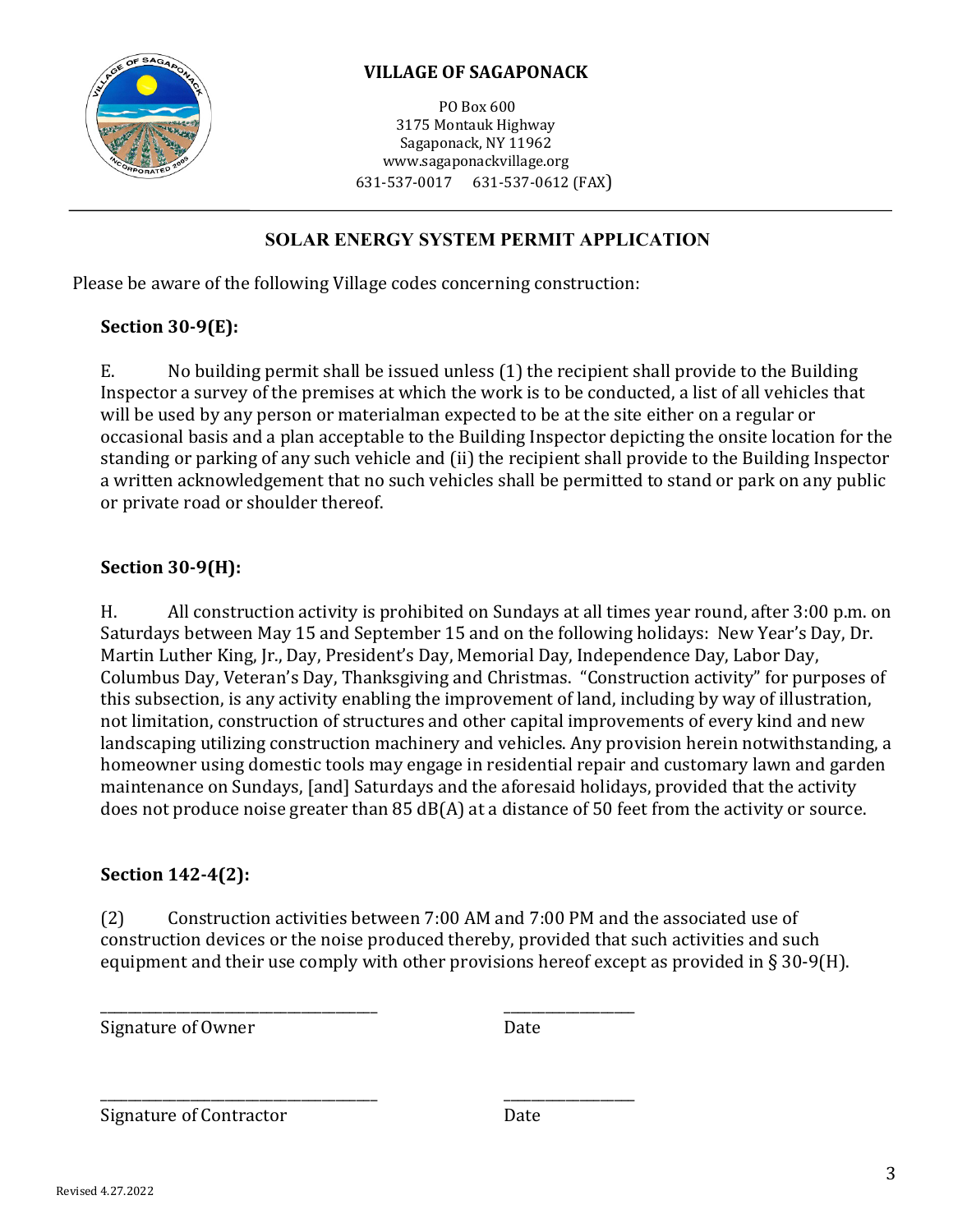**VILLAGE OF SAGAPONACK**

PO Box 600
3175 Montauk Highway
Sagaponack, NY 11962
www.sagaponackvillage.org
631-537-0017 631-537-0612 (FAX)

---

## SOLAR ENERGY SYSTEM PERMIT APPLICATION

Please be aware of the following Village codes concerning construction:

**Section 30-9(E):**

E. No building permit shall be issued unless (1) the recipient shall provide to the Building Inspector a survey of the premises at which the work is to be conducted, a list of all vehicles that will be used by any person or materialman expected to be at the site either on a regular or occasional basis and a plan acceptable to the Building Inspector depicting the onsite location for the standing or parking of any such vehicle and (ii) the recipient shall provide to the Building Inspector a written acknowledgement that no such vehicles shall be permitted to stand or park on any public or private road or shoulder thereof.

**Section 30-9(H):**

H. All construction activity is prohibited on Sundays at all times year round, after 3:00 p.m. on Saturdays between May 15 and September 15 and on the following holidays: New Year's Day, Dr. Martin Luther King, Jr., Day, President's Day, Memorial Day, Independence Day, Labor Day, Columbus Day, Veteran's Day, Thanksgiving and Christmas. "Construction activity" for purposes of this subsection, is any activity enabling the improvement of land, including by way of illustration, not limitation, construction of structures and other capital improvements of every kind and new landscaping utilizing construction machinery and vehicles. Any provision herein notwithstanding, a homeowner using domestic tools may engage in residential repair and customary lawn and garden maintenance on Sundays, [and] Saturdays and the aforesaid holidays, provided that the activity does not produce noise greater than 85 dB(A) at a distance of 50 feet from the activity or source.

**Section 142-4(2):**

(2) Construction activities between 7:00 AM and 7:00 PM and the associated use of construction devices or the noise produced thereby, provided that such activities and such equipment and their use comply with other provisions hereof except as provided in § 30-9(H).

_________________________________ _______________
Signature of Owner Date

_________________________________ _______________
Signature of Contractor Date

Revised 4.27.2022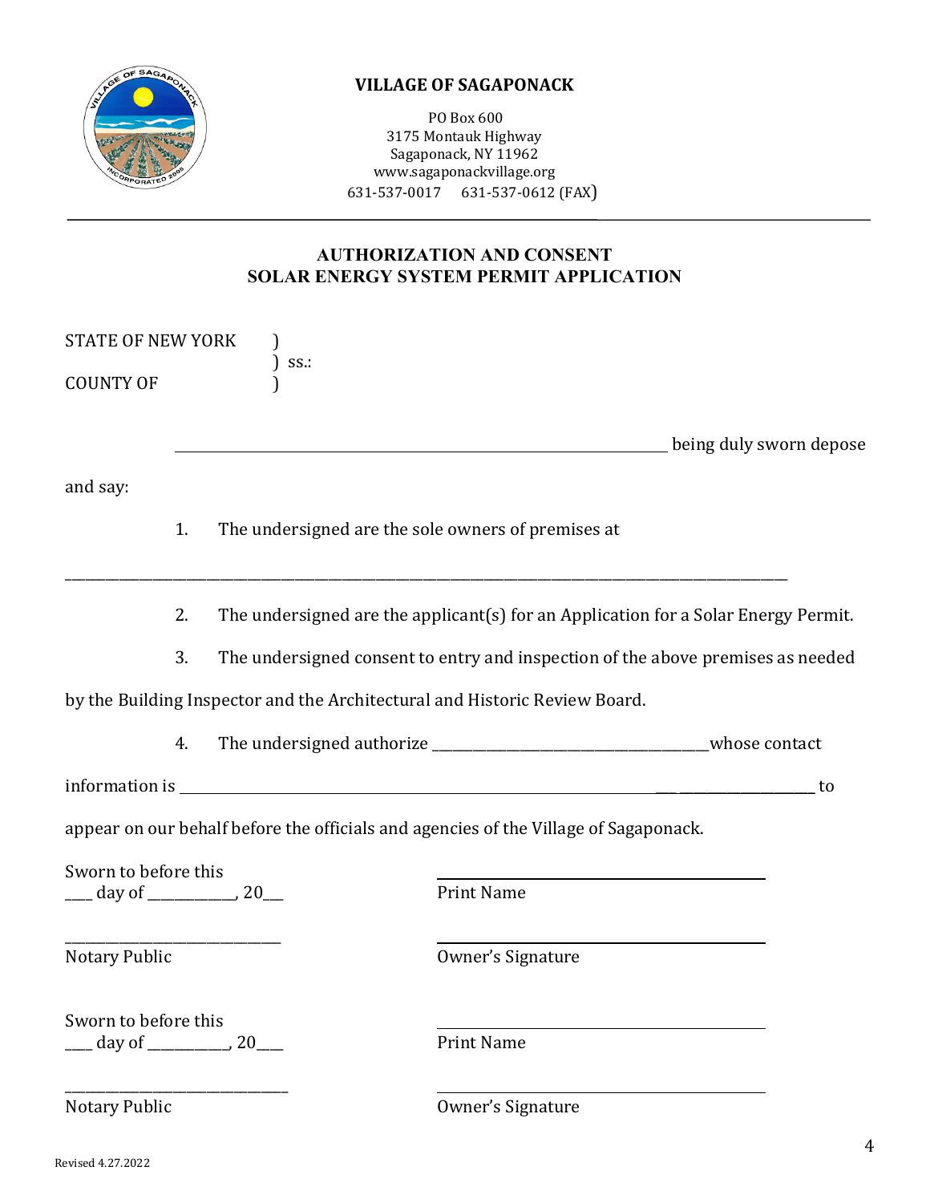**VILLAGE OF SAGAPONACK**

PO Box 600
3175 Montauk Highway
Sagaponack, NY 11962
www.sagaponackvillage.org
631-537-0017 631-537-0612 (FAX)

## AUTHORIZATION AND CONSENT
## SOLAR ENERGY SYSTEM PERMIT APPLICATION

STATE OF NEW YORK )
) ss.:
COUNTY OF )

____________________________________________ being duly sworn depose and say:

1. The undersigned are the sole owners of premises at

________________________________________________________________________

2. The undersigned are the applicant(s) for an Application for a Solar Energy Permit.

3. The undersigned consent to entry and inspection of the above premises as needed by the Building Inspector and the Architectural and Historic Review Board.

4. The undersigned authorize ______________________________whose contact information is ________________________________________________________ to appear on our behalf before the officials and agencies of the Village of Sagaponack.

Sworn to before this
___ day of __________, 20__

______________________________
Notary Public

______________________________
Print Name

______________________________
Owner's Signature

Sworn to before this
___ day of __________, 20___

______________________________
Notary Public

______________________________
Print Name

______________________________
Owner's Signature

Revised 4.27.2022